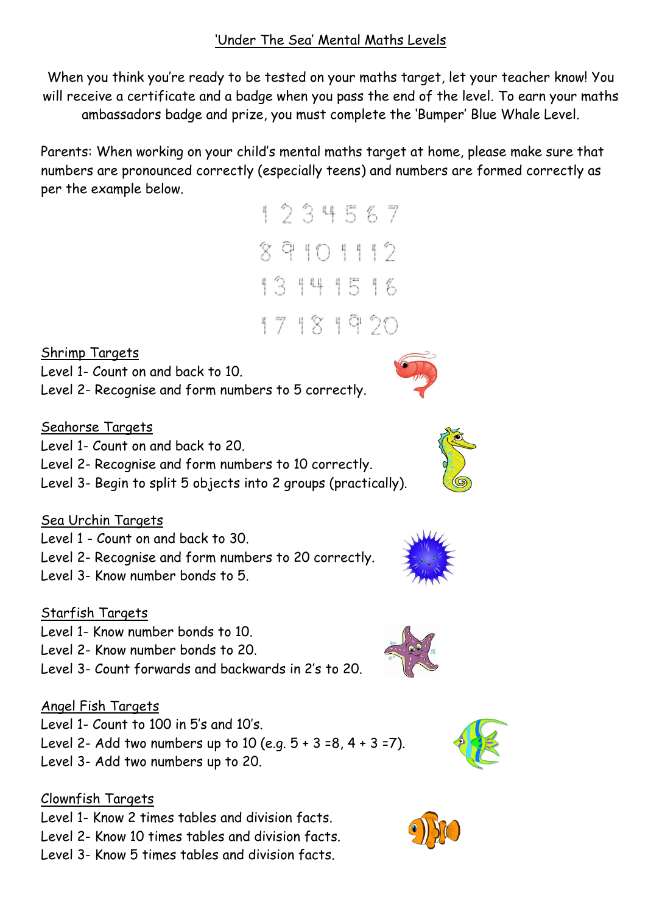# 'Under The Sea' Mental Maths Levels

When you think you're ready to be tested on your maths target, let your teacher know! You will receive a certificate and a badge when you pass the end of the level. To earn your maths ambassadors badge and prize, you must complete the 'Bumper' Blue Whale Level.

Parents: When working on your child's mental maths target at home, please make sure that numbers are pronounced correctly (especially teens) and numbers are formed correctly as per the example below.

1 2 3 4 5 6 7
8 9 10 11 12
13 14 15 16
17 18 19 20

## Shrimp Targets

Level 1- Count on and back to 10.
Level 2- Recognise and form numbers to 5 correctly.

## Seahorse Targets

Level 1- Count on and back to 20.
Level 2- Recognise and form numbers to 10 correctly.
Level 3- Begin to split 5 objects into 2 groups (practically).

## Sea Urchin Targets

Level 1 - Count on and back to 30.
Level 2- Recognise and form numbers to 20 correctly.
Level 3- Know number bonds to 5.

## Starfish Targets

Level 1- Know number bonds to 10.
Level 2- Know number bonds to 20.
Level 3- Count forwards and backwards in 2's to 20.

## Angel Fish Targets

Level 1- Count to 100 in 5's and 10's.
Level 2- Add two numbers up to 10 (e.g. $5 + 3 = 8$, $4 + 3 = 7$).
Level 3- Add two numbers up to 20.

## Clownfish Targets

Level 1- Know 2 times tables and division facts.
Level 2- Know 10 times tables and division facts.
Level 3- Know 5 times tables and division facts.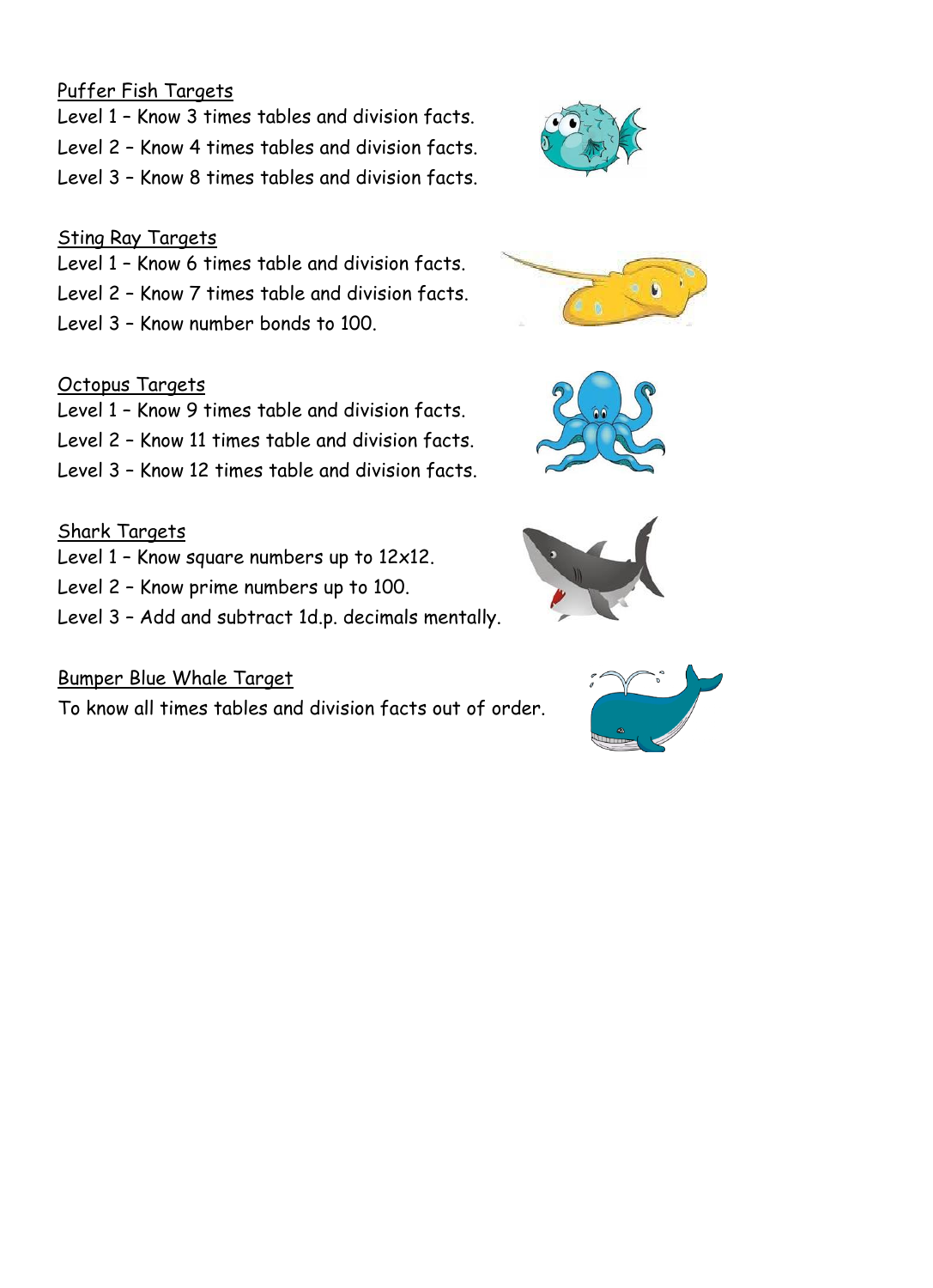Puffer Fish Targets

Level 1 – Know 3 times tables and division facts.

Level 2 – Know 4 times tables and division facts.

Level 3 – Know 8 times tables and division facts.

Sting Ray Targets

Level 1 – Know 6 times table and division facts.

Level 2 – Know 7 times table and division facts.

Level 3 – Know number bonds to 100.

Octopus Targets

Level 1 – Know 9 times table and division facts.

Level 2 – Know 11 times table and division facts.

Level 3 – Know 12 times table and division facts.

Shark Targets

Level 1 – Know square numbers up to 12x12.

Level 2 – Know prime numbers up to 100.

Level 3 – Add and subtract 1d.p. decimals mentally.

Bumper Blue Whale Target

To know all times tables and division facts out of order.